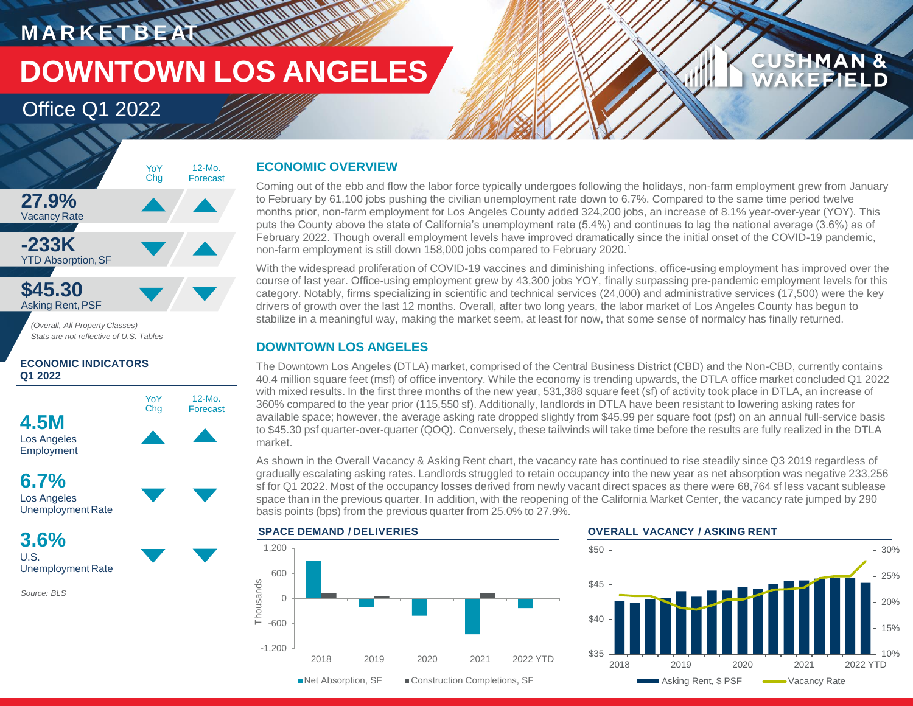# MARKETBEAT

# DOWNTOWN LOS ANGELES

## Office Q1 2022

CUSHMAN & WAKEFIELD

| | YoY Chg | 12-Mo. Forecast |
|---|---|---|
| **27.9%** Vacancy Rate | ▲ | ▲ |
| **-233K** YTD Absorption, SF | ▼ | ▲ |
| **$45.30** Asking Rent, PSF | ▼ | ▼ |

*(Overall, All Property Classes)*
*Stats are not reflective of U.S. Tables*

### ECONOMIC INDICATORS Q1 2022

| | YoY Chg | 12-Mo. Forecast |
|---|---|---|
| **4.5M** Los Angeles Employment | ▲ | ▲ |
| **6.7%** Los Angeles Unemployment Rate | ▼ | ▼ |
| **3.6%** U.S. Unemployment Rate | ▼ | ▼ |

Source: BLS

## ECONOMIC OVERVIEW

Coming out of the ebb and flow the labor force typically undergoes following the holidays, non-farm employment grew from January to February by 61,100 jobs pushing the civilian unemployment rate down to 6.7%. Compared to the same time period twelve months prior, non-farm employment for Los Angeles County added 324,200 jobs, an increase of 8.1% year-over-year (YOY). This puts the County above the state of California's unemployment rate (5.4%) and continues to lag the national average (3.6%) as of February 2022. Though overall employment levels have improved dramatically since the initial onset of the COVID-19 pandemic, non-farm employment is still down 158,000 jobs compared to February 2020.[1]

With the widespread proliferation of COVID-19 vaccines and diminishing infections, office-using employment has improved over the course of last year. Office-using employment grew by 43,300 jobs YOY, finally surpassing pre-pandemic employment levels for this category. Notably, firms specializing in scientific and technical services (24,000) and administrative services (17,500) were the key drivers of growth over the last 12 months. Overall, after two long years, the labor market of Los Angeles County has begun to stabilize in a meaningful way, making the market seem, at least for now, that some sense of normalcy has finally returned.

## DOWNTOWN LOS ANGELES

The Downtown Los Angeles (DTLA) market, comprised of the Central Business District (CBD) and the Non-CBD, currently contains 40.4 million square feet (msf) of office inventory. While the economy is trending upwards, the DTLA office market concluded Q1 2022 with mixed results. In the first three months of the new year, 531,388 square feet (sf) of activity took place in DTLA, an increase of 360% compared to the year prior (115,550 sf). Additionally, landlords in DTLA have been resistant to lowering asking rates for available space; however, the average asking rate dropped slightly from $45.99 per square foot (psf) on an annual full-service basis to $45.30 psf quarter-over-quarter (QOQ). Conversely, these tailwinds will take time before the results are fully realized in the DTLA market.

As shown in the Overall Vacancy & Asking Rent chart, the vacancy rate has continued to rise steadily since Q3 2019 regardless of gradually escalating asking rates. Landlords struggled to retain occupancy into the new year as net absorption was negative 233,256 sf for Q1 2022. Most of the occupancy losses derived from newly vacant direct spaces as there were 68,764 sf less vacant sublease space than in the previous quarter. In addition, with the reopening of the California Market Center, the vacancy rate jumped by 290 basis points (bps) from the previous quarter from 25.0% to 27.9%.

### SPACE DEMAND / DELIVERIES

Net Absorption, SF; Construction Completions, SF (Thousands) — 2018, 2019, 2020, 2021, 2022 YTD

### OVERALL VACANCY / ASKING RENT

Asking Rent, $ PSF; Vacancy Rate — 2018, 2019, 2020, 2021, 2022 YTD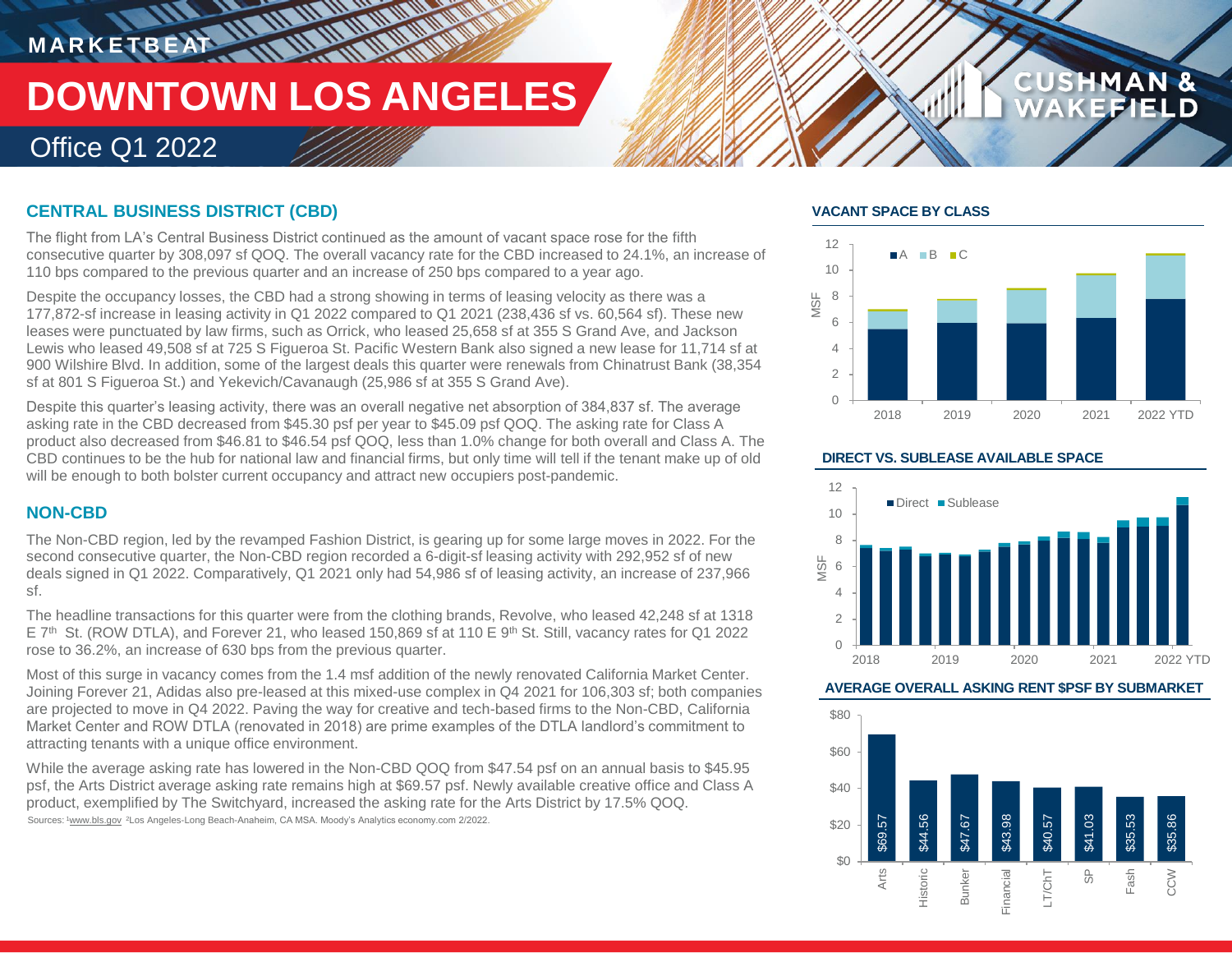MARKETBEAT

# DOWNTOWN LOS ANGELES

Office Q1 2022

## CENTRAL BUSINESS DISTRICT (CBD)

The flight from LA's Central Business District continued as the amount of vacant space rose for the fifth consecutive quarter by 308,097 sf QOQ. The overall vacancy rate for the CBD increased to 24.1%, an increase of 110 bps compared to the previous quarter and an increase of 250 bps compared to a year ago.

Despite the occupancy losses, the CBD had a strong showing in terms of leasing velocity as there was a 177,872-sf increase in leasing activity in Q1 2022 compared to Q1 2021 (238,436 sf vs. 60,564 sf). These new leases were punctuated by law firms, such as Orrick, who leased 25,658 sf at 355 S Grand Ave, and Jackson Lewis who leased 49,508 sf at 725 S Figueroa St. Pacific Western Bank also signed a new lease for 11,714 sf at 900 Wilshire Blvd. In addition, some of the largest deals this quarter were renewals from Chinatrust Bank (38,354 sf at 801 S Figueroa St.) and Yekevich/Cavanaugh (25,986 sf at 355 S Grand Ave).

Despite this quarter's leasing activity, there was an overall negative net absorption of 384,837 sf. The average asking rate in the CBD decreased from $45.30 psf per year to $45.09 psf QOQ. The asking rate for Class A product also decreased from $46.81 to $46.54 psf QOQ, less than 1.0% change for both overall and Class A. The CBD continues to be the hub for national law and financial firms, but only time will tell if the tenant make up of old will be enough to both bolster current occupancy and attract new occupiers post-pandemic.

## NON-CBD

The Non-CBD region, led by the revamped Fashion District, is gearing up for some large moves in 2022. For the second consecutive quarter, the Non-CBD region recorded a 6-digit-sf leasing activity with 292,952 sf of new deals signed in Q1 2022. Comparatively, Q1 2021 only had 54,986 sf of leasing activity, an increase of 237,966 sf.

The headline transactions for this quarter were from the clothing brands, Revolve, who leased 42,248 sf at 1318 E 7th St. (ROW DTLA), and Forever 21, who leased 150,869 sf at 110 E 9th St. Still, vacancy rates for Q1 2022 rose to 36.2%, an increase of 630 bps from the previous quarter.

Most of this surge in vacancy comes from the 1.4 msf addition of the newly renovated California Market Center. Joining Forever 21, Adidas also pre-leased at this mixed-use complex in Q4 2021 for 106,303 sf; both companies are projected to move in Q4 2022. Paving the way for creative and tech-based firms to the Non-CBD, California Market Center and ROW DTLA (renovated in 2018) are prime examples of the DTLA landlord's commitment to attracting tenants with a unique office environment.

While the average asking rate has lowered in the Non-CBD QOQ from $47.54 psf on an annual basis to $45.95 psf, the Arts District average asking rate remains high at $69.57 psf. Newly available creative office and Class A product, exemplified by The Switchyard, increased the asking rate for the Arts District by 17.5% QOQ.

Sources: [1]www.bls.gov [2]Los Angeles-Long Beach-Anaheim, CA MSA. Moody's Analytics economy.com 2/2022.

### VACANT SPACE BY CLASS

### DIRECT VS. SUBLEASE AVAILABLE SPACE

### AVERAGE OVERALL ASKING RENT $PSF BY SUBMARKET

| Submarket | Asking Rent |
|---|---|
| Arts | $69.57 |
| Historic | $44.56 |
| Bunker | $47.67 |
| Financial | $43.98 |
| LT/ChT | $40.57 |
| SP | $41.03 |
| Fash | $35.53 |
| CCW | $35.86 |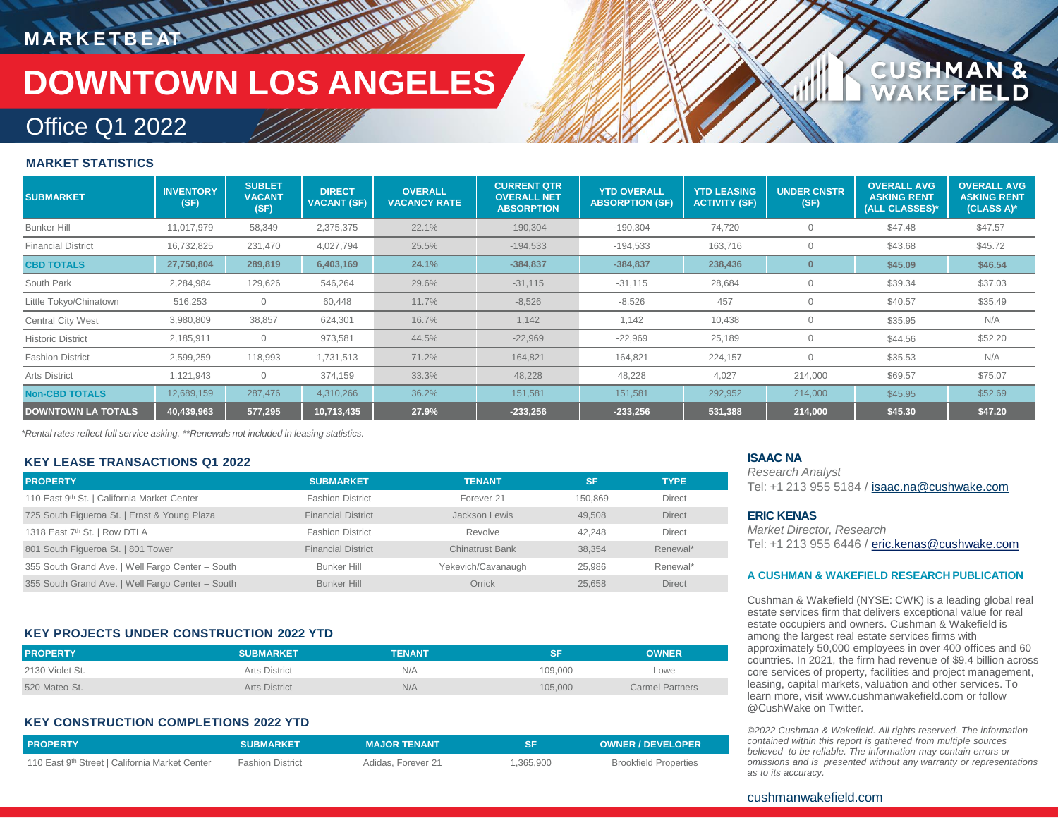MARKETBEAT

# DOWNTOWN LOS ANGELES

## Office Q1 2022

CUSHMAN & WAKEFIELD

### MARKET STATISTICS

| SUBMARKET | INVENTORY (SF) | SUBLET VACANT (SF) | DIRECT VACANT (SF) | OVERALL VACANCY RATE | CURRENT QTR OVERALL NET ABSORPTION | YTD OVERALL ABSORPTION (SF) | YTD LEASING ACTIVITY (SF) | UNDER CNSTR (SF) | OVERALL AVG ASKING RENT (ALL CLASSES)* | OVERALL AVG ASKING RENT (CLASS A)* |
|---|---|---|---|---|---|---|---|---|---|---|
| Bunker Hill | 11,017,979 | 58,349 | 2,375,375 | 22.1% | -190,304 | -190,304 | 74,720 | 0 | $47.48 | $47.57 |
| Financial District | 16,732,825 | 231,470 | 4,027,794 | 25.5% | -194,533 | -194,533 | 163,716 | 0 | $43.68 | $45.72 |
| **CBD TOTALS** | **27,750,804** | **289,819** | **6,403,169** | **24.1%** | **-384,837** | **-384,837** | **238,436** | **0** | **$45.09** | **$46.54** |
| South Park | 2,284,984 | 129,626 | 546,264 | 29.6% | -31,115 | -31,115 | 28,684 | 0 | $39.34 | $37.03 |
| Little Tokyo/Chinatown | 516,253 | 0 | 60,448 | 11.7% | -8,526 | -8,526 | 457 | 0 | $40.57 | $35.49 |
| Central City West | 3,980,809 | 38,857 | 624,301 | 16.7% | 1,142 | 1,142 | 10,438 | 0 | $35.95 | N/A |
| Historic District | 2,185,911 | 0 | 973,581 | 44.5% | -22,969 | -22,969 | 25,189 | 0 | $44.56 | $52.20 |
| Fashion District | 2,599,259 | 118,993 | 1,731,513 | 71.2% | 164,821 | 164,821 | 224,157 | 0 | $35.53 | N/A |
| Arts District | 1,121,943 | 0 | 374,159 | 33.3% | 48,228 | 48,228 | 4,027 | 214,000 | $69.57 | $75.07 |
| **Non-CBD TOTALS** | 12,689,159 | 287,476 | 4,310,266 | 36.2% | 151,581 | 151,581 | 292,952 | 214,000 | $45.95 | $52.69 |
| **DOWNTOWN LA TOTALS** | **40,439,963** | **577,295** | **10,713,435** | **27.9%** | **-233,256** | **-233,256** | **531,388** | **214,000** | **$45.30** | **$47.20** |

*Rental rates reflect full service asking. **Renewals not included in leasing statistics.*

### KEY LEASE TRANSACTIONS Q1 2022

| PROPERTY | SUBMARKET | TENANT | SF | TYPE |
|---|---|---|---|---|
| 110 East 9th St. \| California Market Center | Fashion District | Forever 21 | 150,869 | Direct |
| 725 South Figueroa St. \| Ernst & Young Plaza | Financial District | Jackson Lewis | 49,508 | Direct |
| 1318 East 7th St. \| Row DTLA | Fashion District | Revolve | 42,248 | Direct |
| 801 South Figueroa St. \| 801 Tower | Financial District | Chinatrust Bank | 38,354 | Renewal* |
| 355 South Grand Ave. \| Well Fargo Center – South | Bunker Hill | Yekevich/Cavanaugh | 25,986 | Renewal* |
| 355 South Grand Ave. \| Well Fargo Center – South | Bunker Hill | Orrick | 25,658 | Direct |

### KEY PROJECTS UNDER CONSTRUCTION 2022 YTD

| PROPERTY | SUBMARKET | TENANT | SF | OWNER |
|---|---|---|---|---|
| 2130 Violet St. | Arts District | N/A | 109,000 | Lowe |
| 520 Mateo St. | Arts District | N/A | 105,000 | Carmel Partners |

### KEY CONSTRUCTION COMPLETIONS 2022 YTD

| PROPERTY | SUBMARKET | MAJOR TENANT | SF | OWNER / DEVELOPER |
|---|---|---|---|---|
| 110 East 9th Street \| California Market Center | Fashion District | Adidas, Forever 21 | 1,365,900 | Brookfield Properties |

**ISAAC NA**
*Research Analyst*
Tel: +1 213 955 5184 / isaac.na@cushwake.com

**ERIC KENAS**
*Market Director, Research*
Tel: +1 213 955 6446 / eric.kenas@cushwake.com

**A CUSHMAN & WAKEFIELD RESEARCH PUBLICATION**

Cushman & Wakefield (NYSE: CWK) is a leading global real estate services firm that delivers exceptional value for real estate occupiers and owners. Cushman & Wakefield is among the largest real estate services firms with approximately 50,000 employees in over 400 offices and 60 countries. In 2021, the firm had revenue of $9.4 billion across core services of property, facilities and project management, leasing, capital markets, valuation and other services. To learn more, visit www.cushmanwakefield.com or follow @CushWake on Twitter.

*©2022 Cushman & Wakefield. All rights reserved. The information contained within this report is gathered from multiple sources believed to be reliable. The information may contain errors or omissions and is presented without any warranty or representations as to its accuracy.*

cushmanwakefield.com